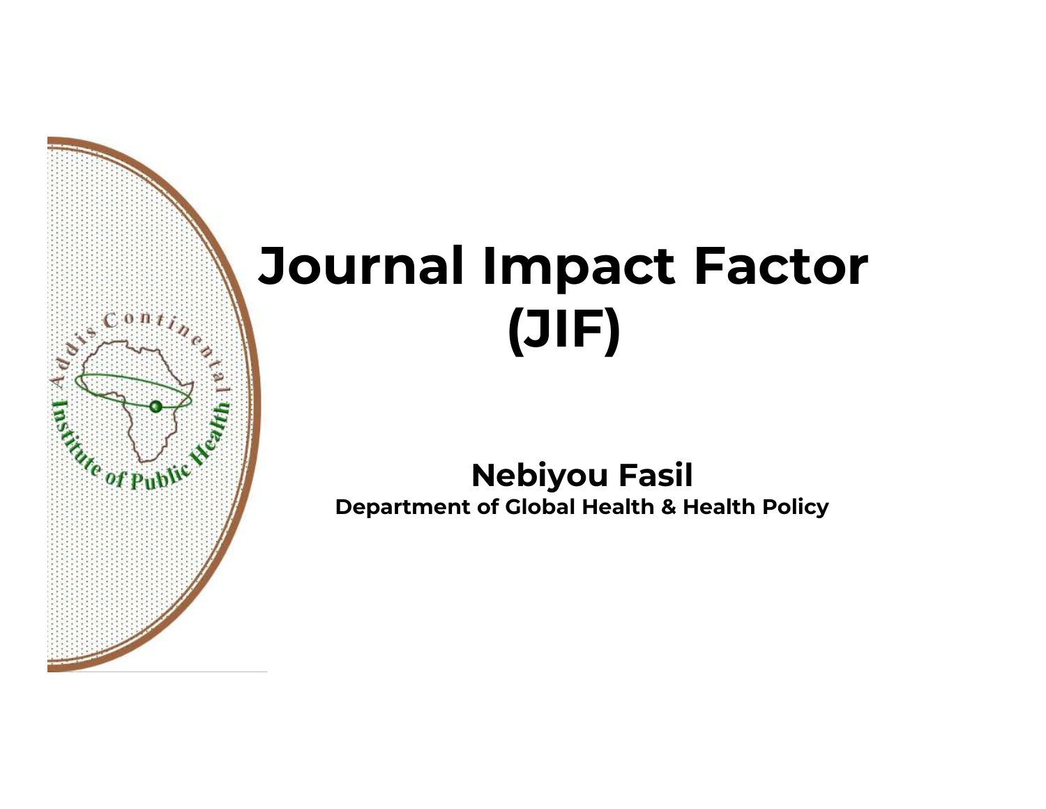# Journal Impact Factor (JIF)

**Nebiyou Fasil**

**Department of Global Health & Health Policy**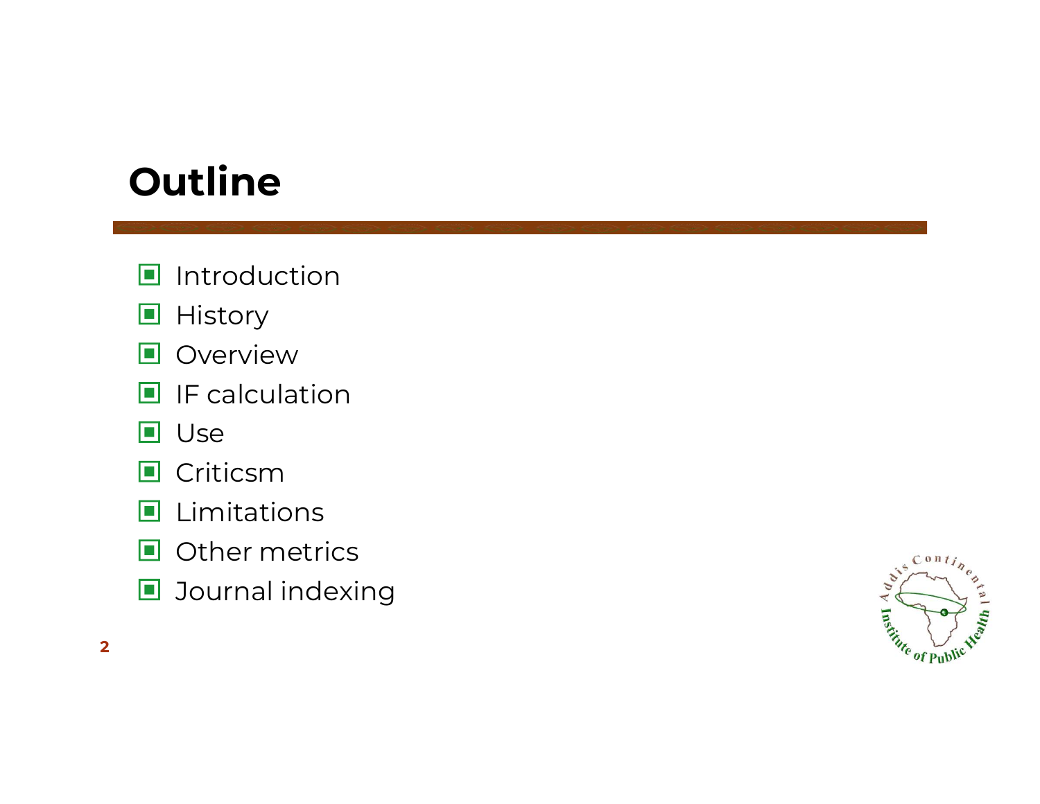# Outline

- Introduction
- History
- Overview
- IF calculation
- Use
- Criticsm
- Limitations
- Other metrics
- Journal indexing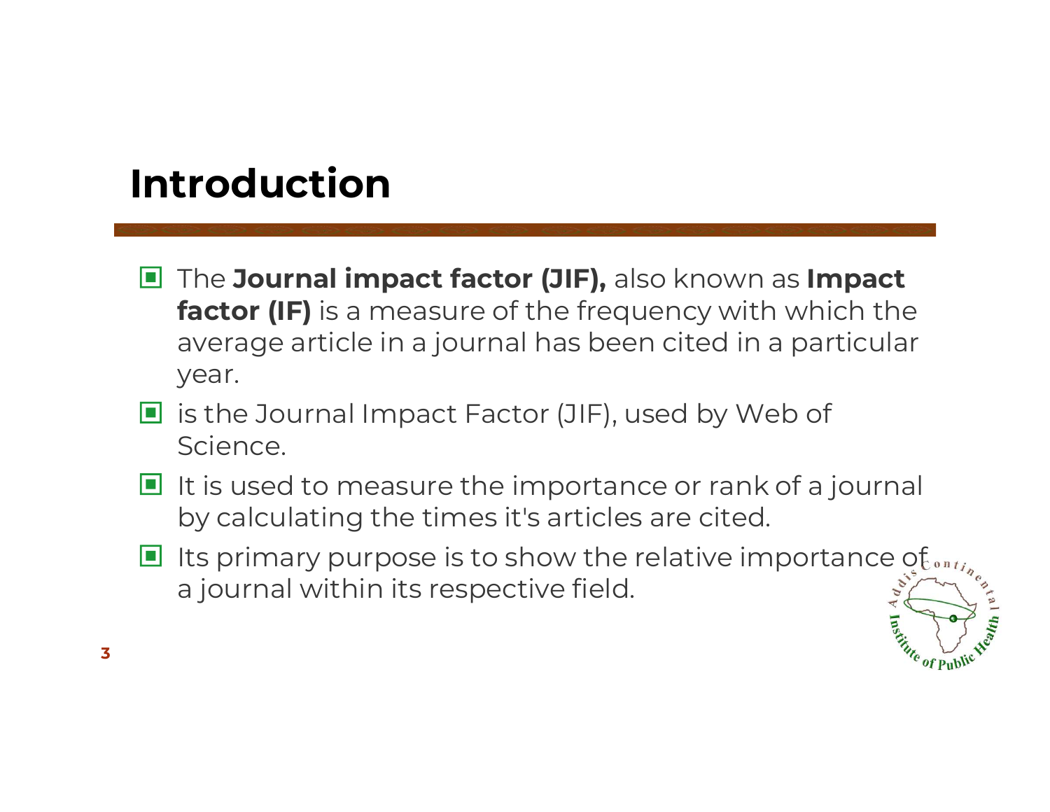# Introduction

- The **Journal impact factor (JIF),** also known as **Impact factor (IF)** is a measure of the frequency with which the average article in a journal has been cited in a particular year.
- is the Journal Impact Factor (JIF), used by Web of Science.
- It is used to measure the importance or rank of a journal by calculating the times it's articles are cited.
- Its primary purpose is to show the relative importance of a journal within its respective field.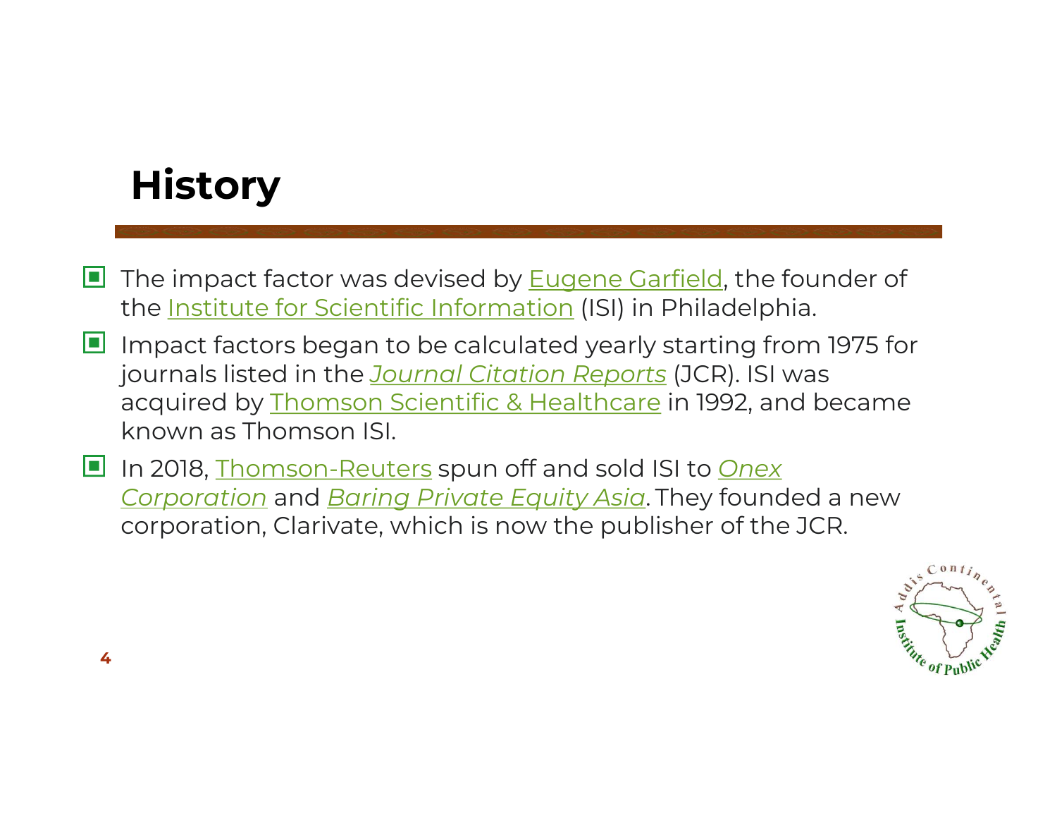# History

- The impact factor was devised by Eugene Garfield, the founder of the Institute for Scientific Information (ISI) in Philadelphia.
- Impact factors began to be calculated yearly starting from 1975 for journals listed in the *Journal Citation Reports* (JCR). ISI was acquired by Thomson Scientific & Healthcare in 1992, and became known as Thomson ISI.
- In 2018, Thomson-Reuters spun off and sold ISI to *Onex Corporation* and *Baring Private Equity Asia*. They founded a new corporation, Clarivate, which is now the publisher of the JCR.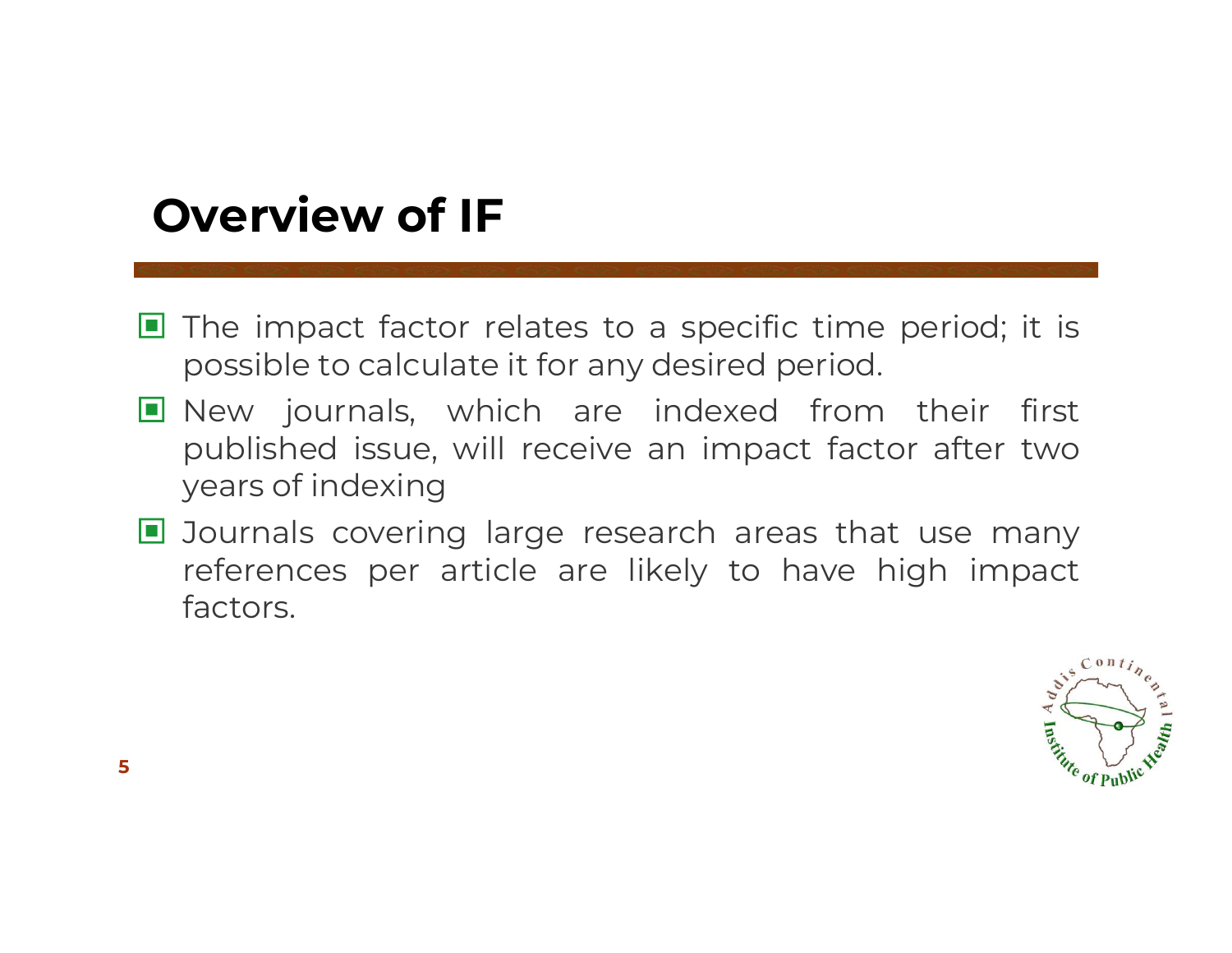# Overview of IF

- The impact factor relates to a specific time period; it is possible to calculate it for any desired period.
- New journals, which are indexed from their first published issue, will receive an impact factor after two years of indexing
- Journals covering large research areas that use many references per article are likely to have high impact factors.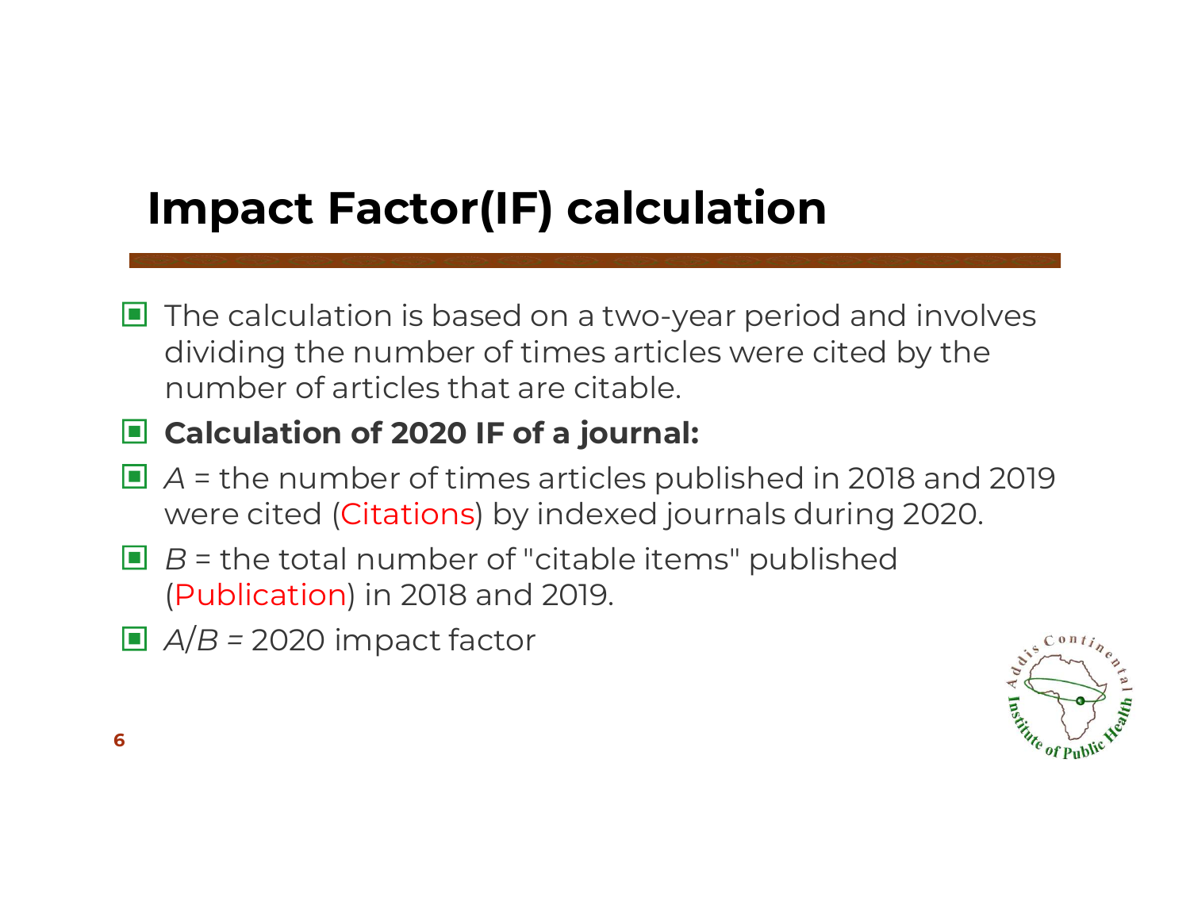# Impact Factor(IF) calculation

- The calculation is based on a two-year period and involves dividing the number of times articles were cited by the number of articles that are citable.
- **Calculation of 2020 IF of a journal:**
- *A* = the number of times articles published in 2018 and 2019 were cited (Citations) by indexed journals during 2020.
- *B* = the total number of "citable items" published (Publication) in 2018 and 2019.
- *A*/*B* = 2020 impact factor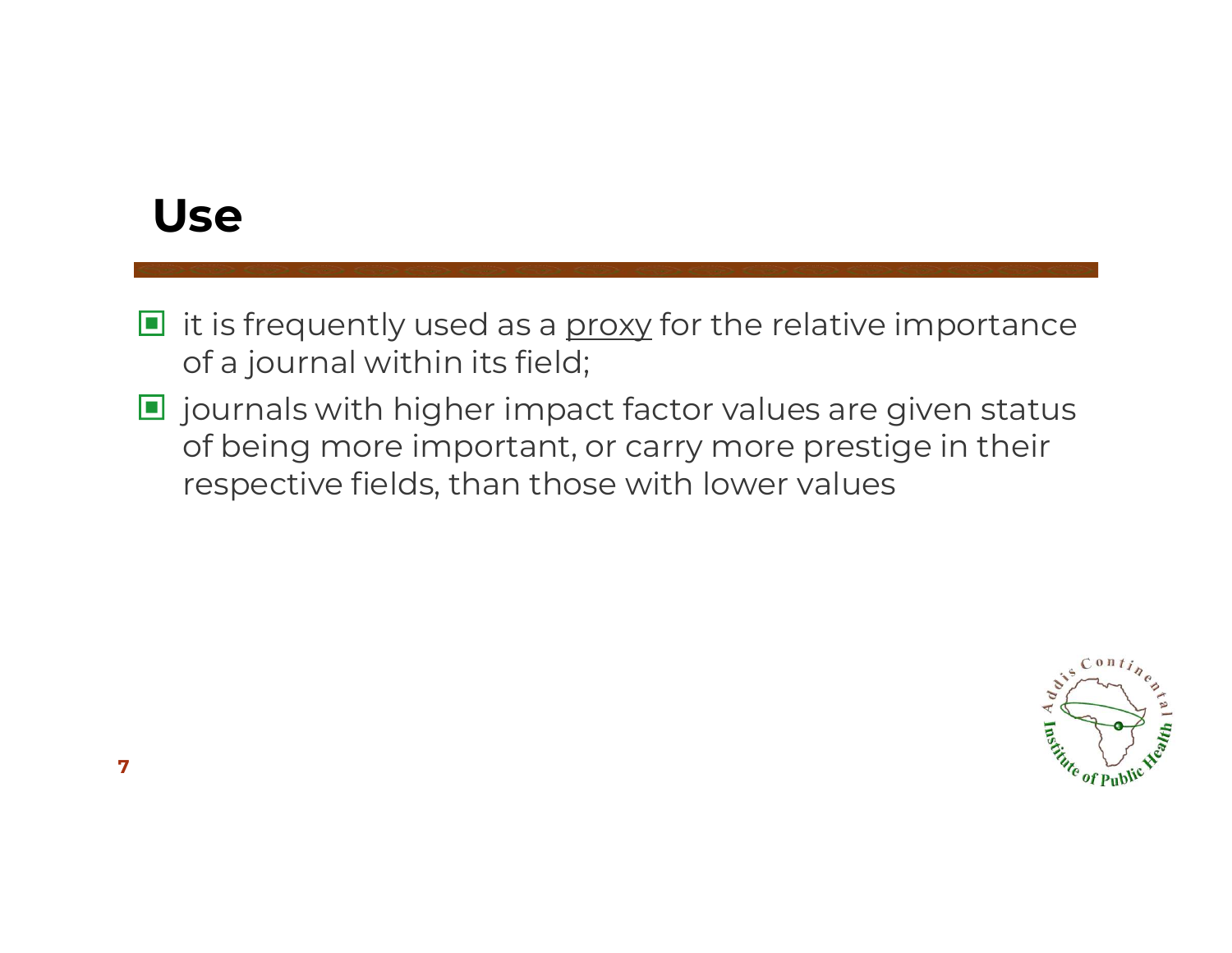## Use

- it is frequently used as a proxy for the relative importance of a journal within its field;
- journals with higher impact factor values are given status of being more important, or carry more prestige in their respective fields, than those with lower values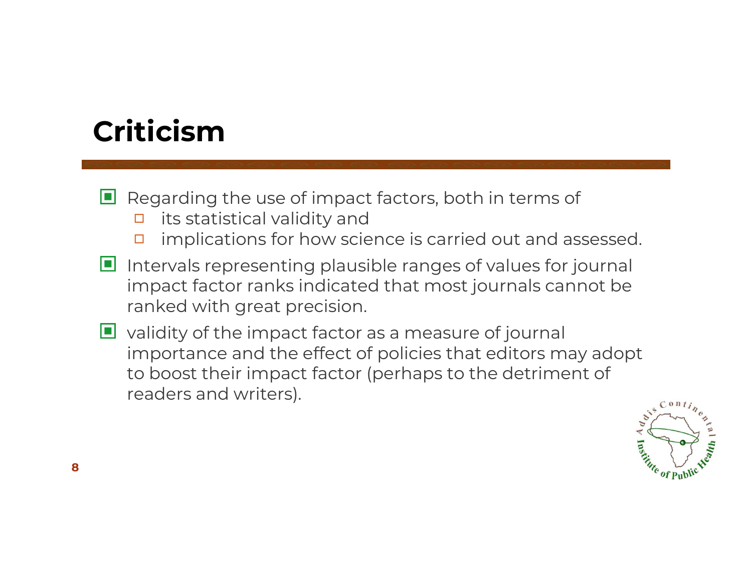# Criticism

- Regarding the use of impact factors, both in terms of
  - its statistical validity and
  - implications for how science is carried out and assessed.
- Intervals representing plausible ranges of values for journal impact factor ranks indicated that most journals cannot be ranked with great precision.
- validity of the impact factor as a measure of journal importance and the effect of policies that editors may adopt to boost their impact factor (perhaps to the detriment of readers and writers).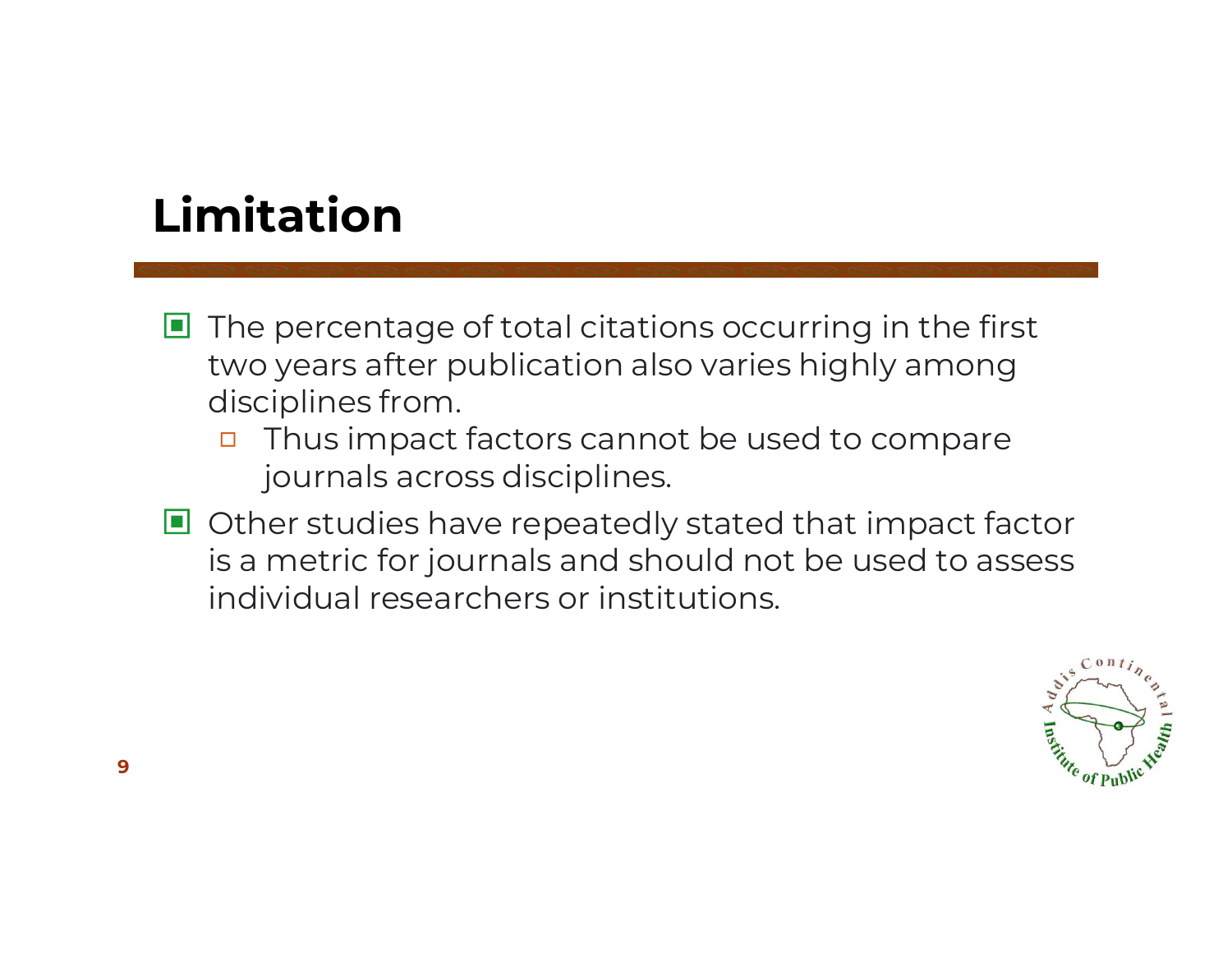# Limitation

- The percentage of total citations occurring in the first two years after publication also varies highly among disciplines from.
  - Thus impact factors cannot be used to compare journals across disciplines.
- Other studies have repeatedly stated that impact factor is a metric for journals and should not be used to assess individual researchers or institutions.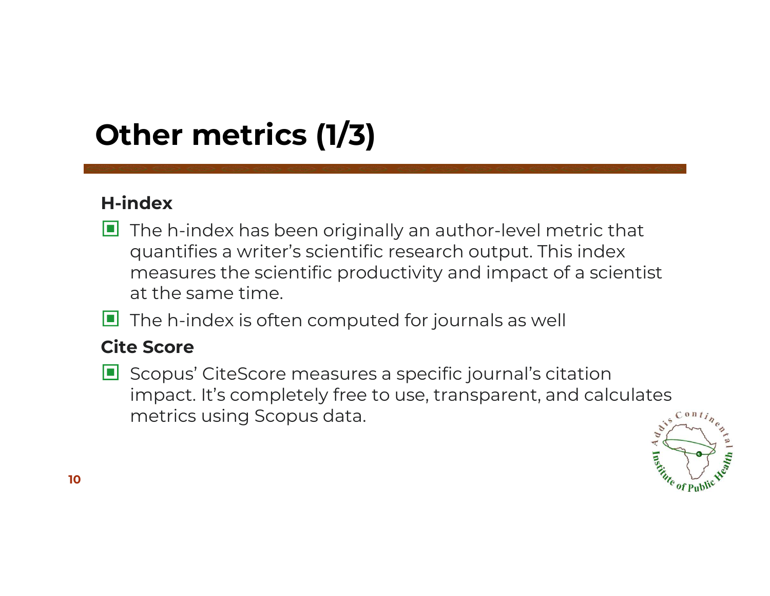# Other metrics (1/3)

### H-index

- The h-index has been originally an author-level metric that quantifies a writer's scientific research output. This index measures the scientific productivity and impact of a scientist at the same time.
- The h-index is often computed for journals as well

### Cite Score

- Scopus' CiteScore measures a specific journal's citation impact. It's completely free to use, transparent, and calculates metrics using Scopus data.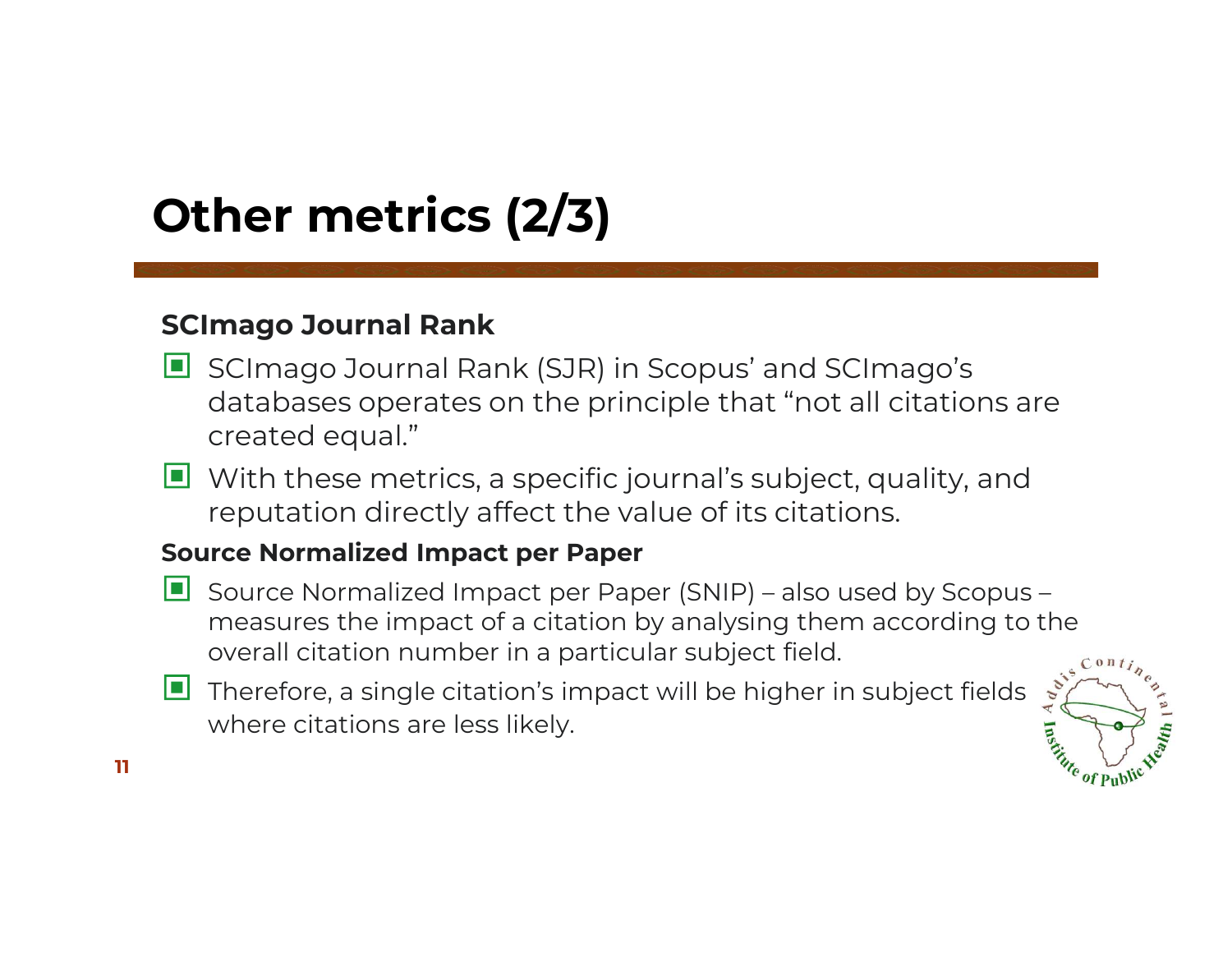# Other metrics (2/3)

### SCImago Journal Rank

- SCImago Journal Rank (SJR) in Scopus' and SCImago's databases operates on the principle that "not all citations are created equal."
- With these metrics, a specific journal's subject, quality, and reputation directly affect the value of its citations.

### Source Normalized Impact per Paper

- Source Normalized Impact per Paper (SNIP) – also used by Scopus – measures the impact of a citation by analysing them according to the overall citation number in a particular subject field.
- Therefore, a single citation's impact will be higher in subject fields where citations are less likely.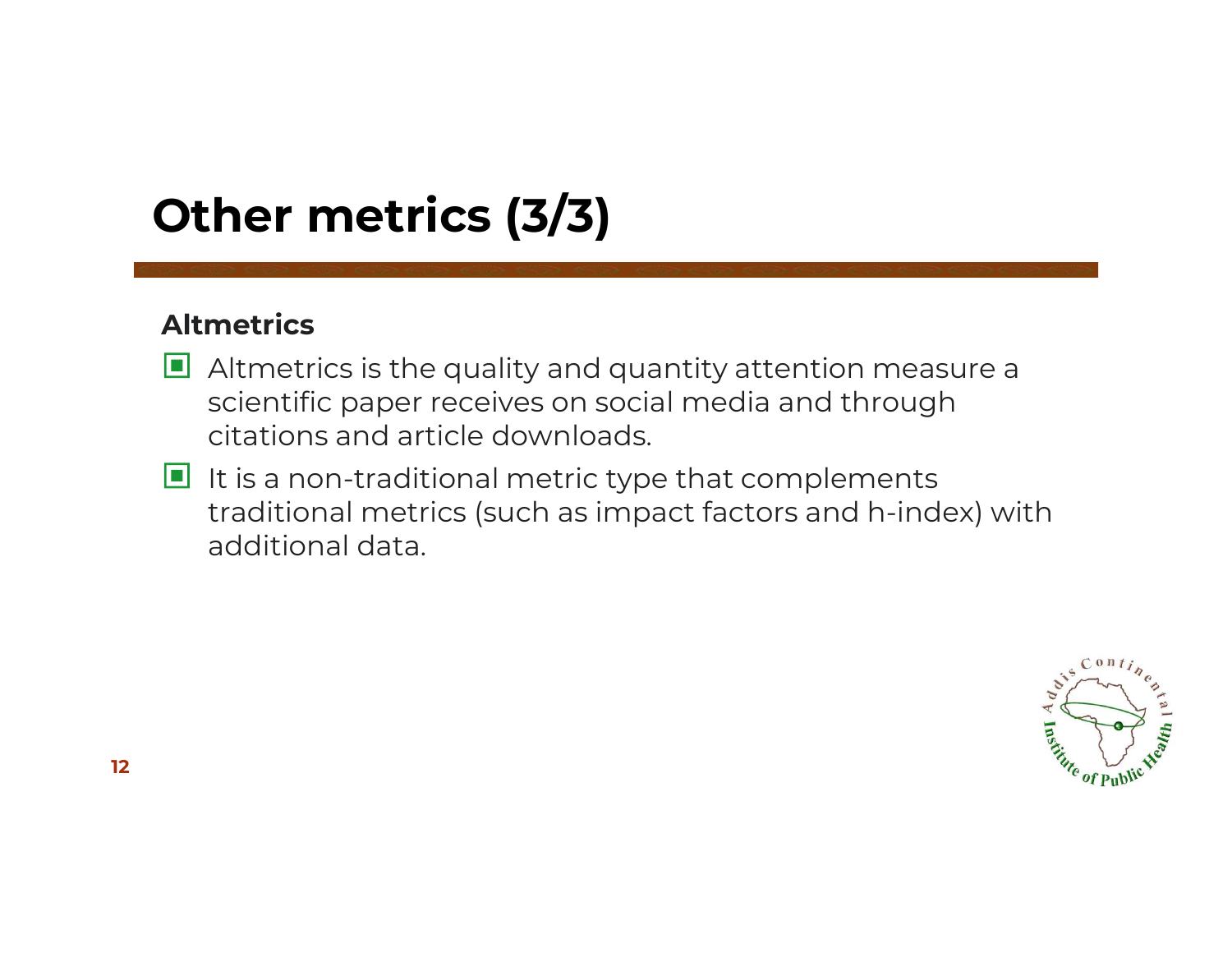# Other metrics (3/3)

**Altmetrics**

- Altmetrics is the quality and quantity attention measure a scientific paper receives on social media and through citations and article downloads.
- It is a non-traditional metric type that complements traditional metrics (such as impact factors and h-index) with additional data.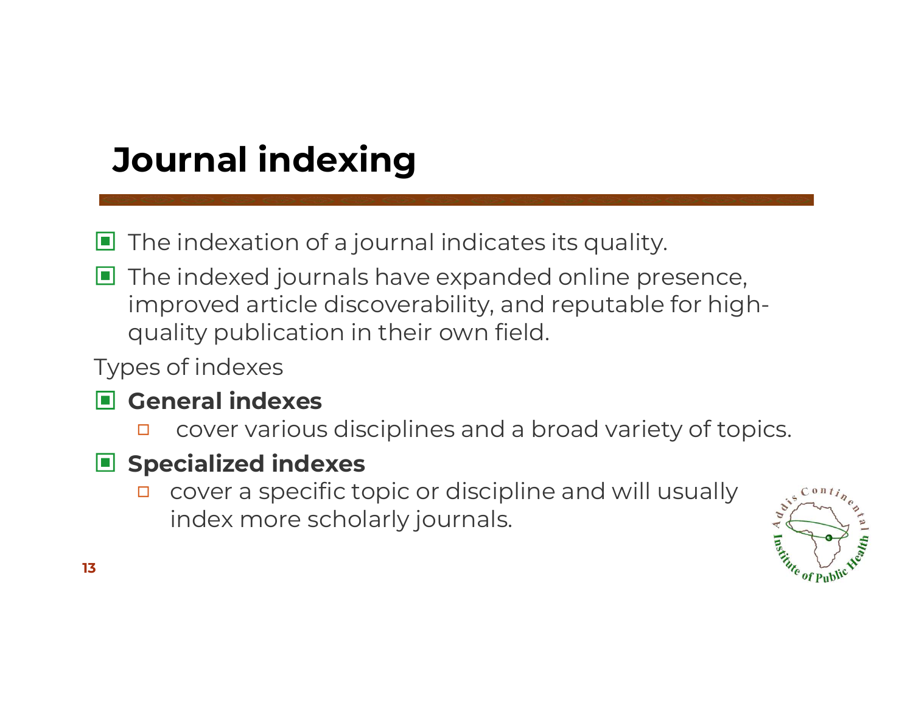# Journal indexing

- The indexation of a journal indicates its quality.
- The indexed journals have expanded online presence, improved article discoverability, and reputable for high-quality publication in their own field.

Types of indexes

- **General indexes**
  - cover various disciplines and a broad variety of topics.
- **Specialized indexes**
  - cover a specific topic or discipline and will usually index more scholarly journals.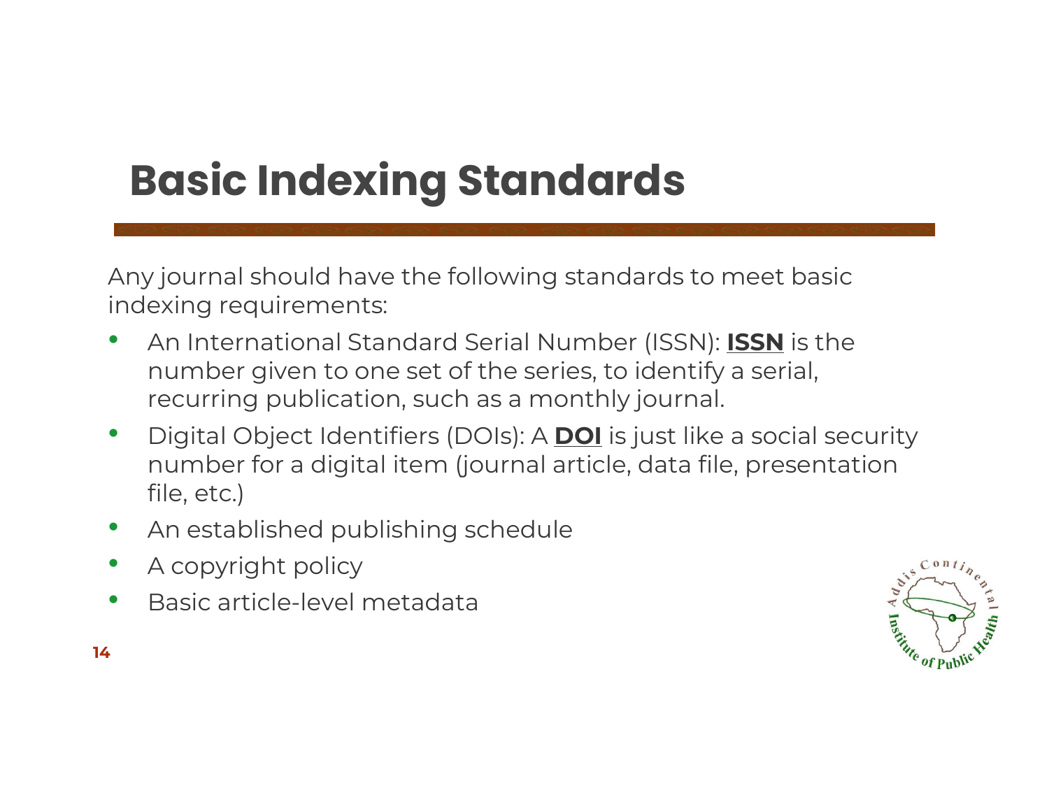# Basic Indexing Standards

Any journal should have the following standards to meet basic indexing requirements:

- An International Standard Serial Number (ISSN): **ISSN** is the number given to one set of the series, to identify a serial, recurring publication, such as a monthly journal.
- Digital Object Identifiers (DOIs): A **DOI** is just like a social security number for a digital item (journal article, data file, presentation file, etc.)
- An established publishing schedule
- A copyright policy
- Basic article-level metadata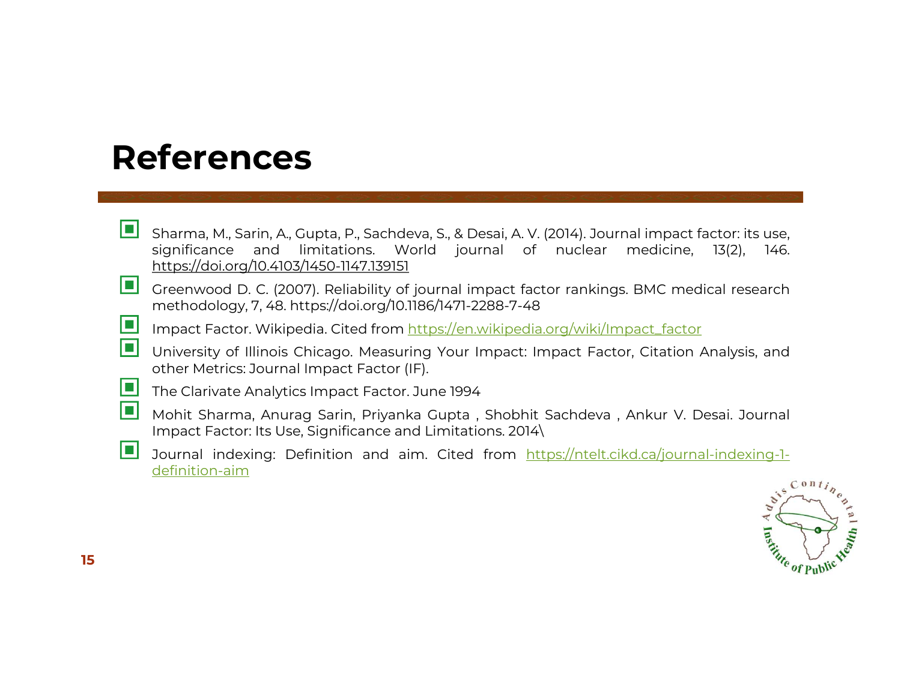# References

- Sharma, M., Sarin, A., Gupta, P., Sachdeva, S., & Desai, A. V. (2014). Journal impact factor: its use, significance and limitations. World journal of nuclear medicine, 13(2), 146. https://doi.org/10.4103/1450-1147.139151
- Greenwood D. C. (2007). Reliability of journal impact factor rankings. BMC medical research methodology, 7, 48. https://doi.org/10.1186/1471-2288-7-48
- Impact Factor. Wikipedia. Cited from https://en.wikipedia.org/wiki/Impact_factor
- University of Illinois Chicago. Measuring Your Impact: Impact Factor, Citation Analysis, and other Metrics: Journal Impact Factor (IF).
- The Clarivate Analytics Impact Factor. June 1994
- Mohit Sharma, Anurag Sarin, Priyanka Gupta , Shobhit Sachdeva , Ankur V. Desai. Journal Impact Factor: Its Use, Significance and Limitations. 2014\
- Journal indexing: Definition and aim. Cited from https://ntelt.cikd.ca/journal-indexing-1-definition-aim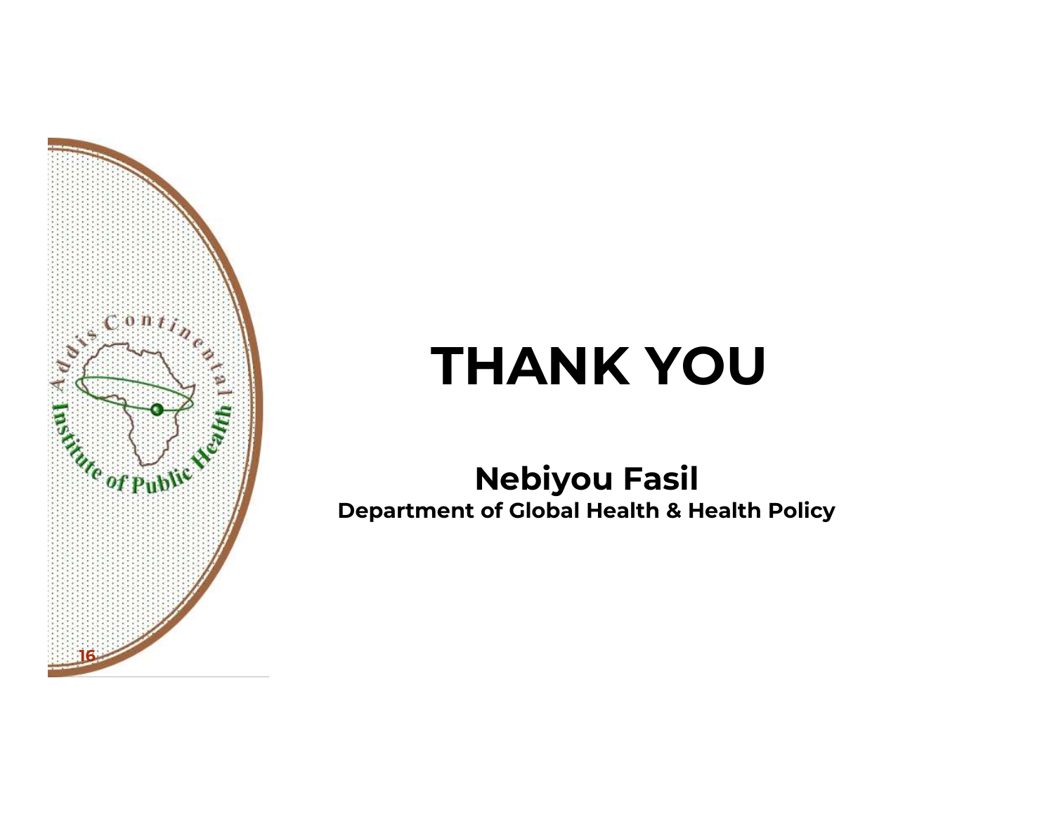# THANK YOU

**Nebiyou Fasil**
**Department of Global Health & Health Policy**